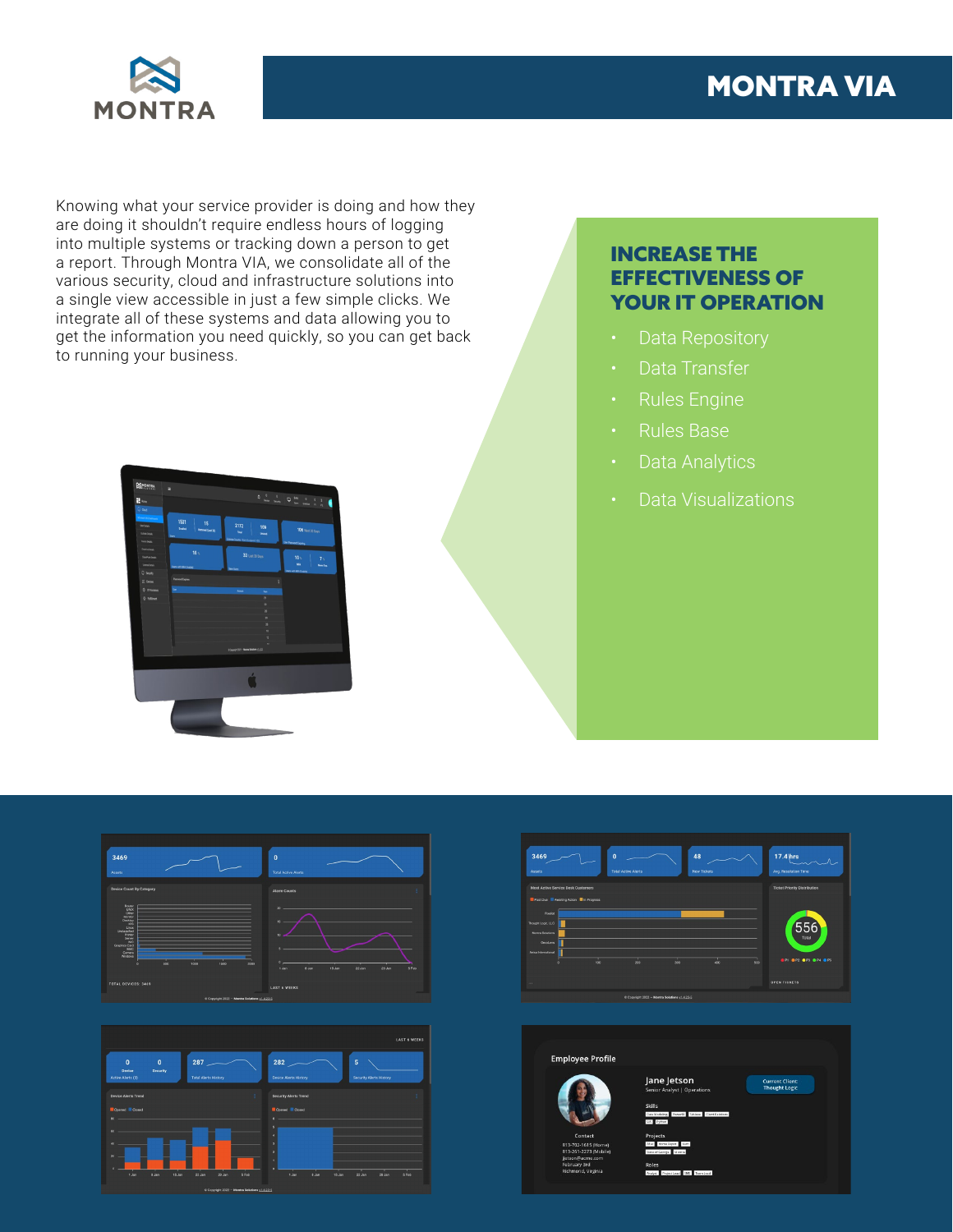# MONTRA VIA

Knowing what your service provider is doing and how they are doing it shouldn't require endless hours of logging into multiple systems or tracking down a person to get a report. Through Montra VIA, we consolidate all of the various security, cloud and infrastructure solutions into a single view accessible in just a few simple clicks. We integrate all of these systems and data allowing you to get the information you need quickly, so you can get back to running your business.

## INCREASE THE EFFECTIVENESS OF YOUR IT OPERATION

- Data Repository
- Data Transfer
- Rules Engine
- Rules Base
- Data Analytics
- Data Visualizations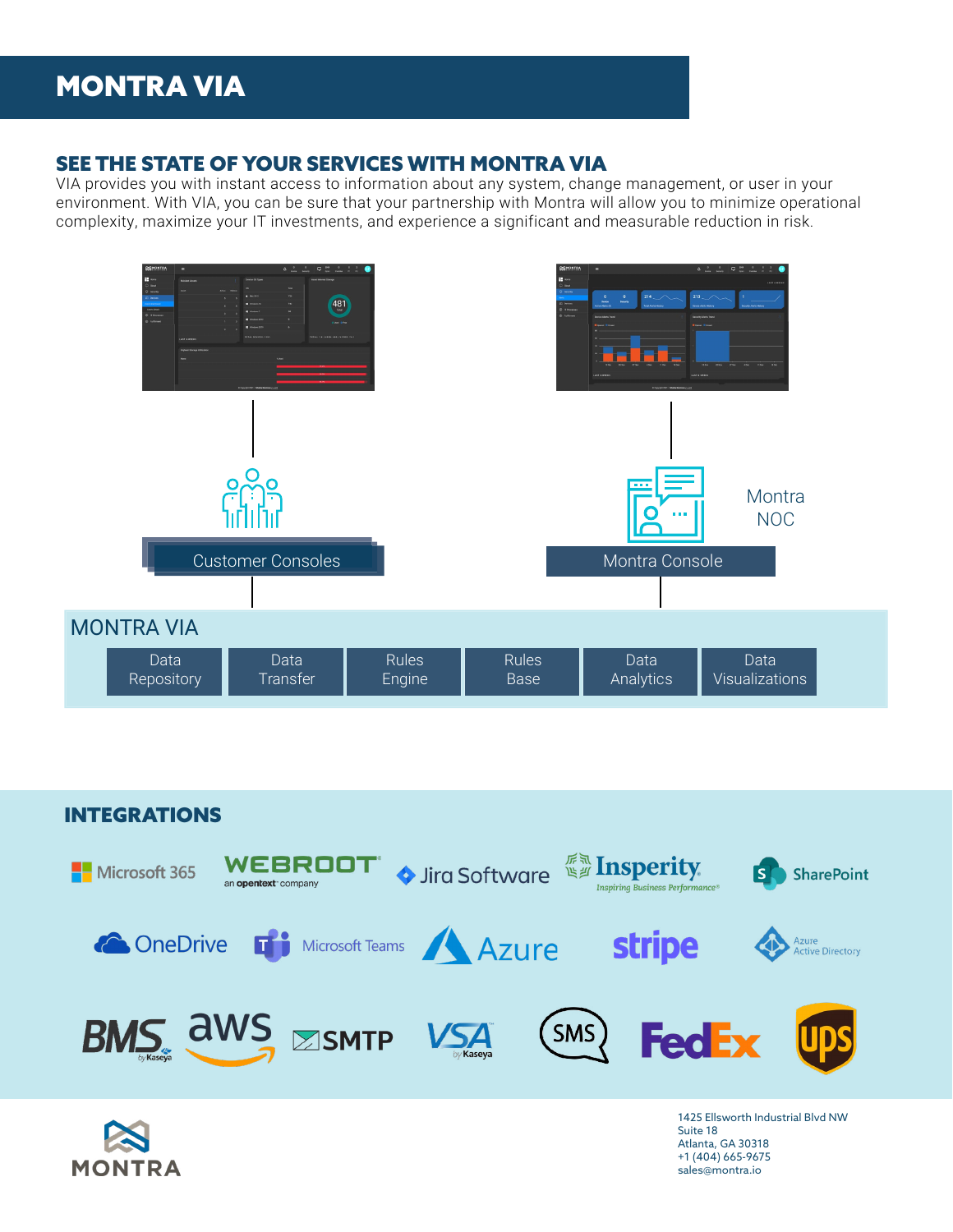# MONTRA VIA

## SEE THE STATE OF YOUR SERVICES WITH MONTRA VIA

VIA provides you with instant access to information about any system, change management, or user in your environment. With VIA, you can be sure that your partnership with Montra will allow you to minimize operational complexity, maximize your IT investments, and experience a significant and measurable reduction in risk.

Customer Consoles

Montra NOC

Montra Console

MONTRA VIA

Data Repository
Data Transfer
Rules Engine
Rules Base
Data Analytics
Data Visualizations

## INTEGRATIONS

Microsoft 365
WEBROOT an opentext company
Jira Software
Insperity Inspiring Business Performance
SharePoint
OneDrive
Microsoft Teams
Azure
stripe
Azure Active Directory
BMS by Kaseya
aws
SMTP
VSA by Kaseya
SMS
FedEx
ups

MONTRA

1425 Ellsworth Industrial Blvd NW
Suite 18
Atlanta, GA 30318
+1 (404) 665-9675
sales@montra.io